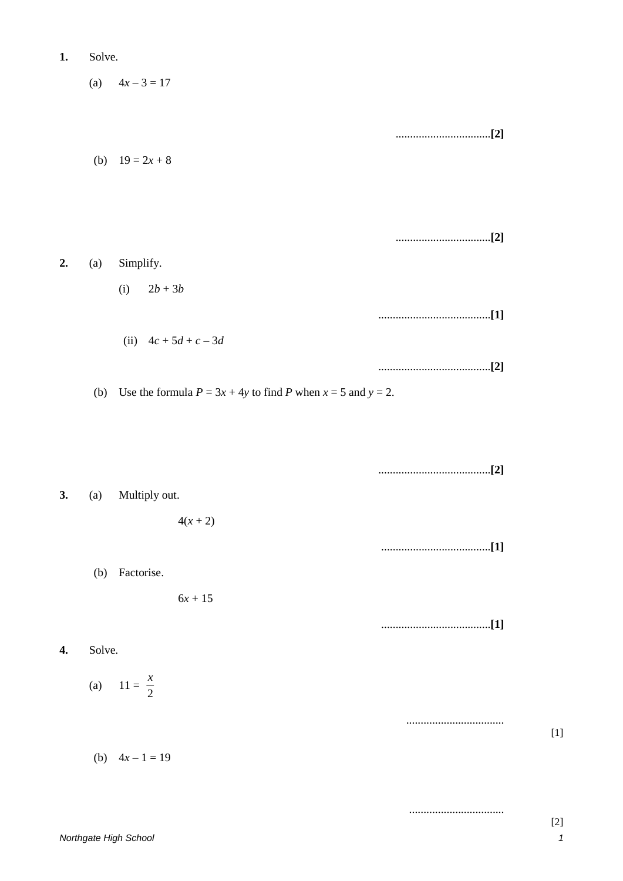**1.** Solve.

(a) $4x - 3 = 17$

.................................**[2]**

(b) $19 = 2x + 8$

.................................**[2]**

**2.** (a) Simplify.

(i) $2b + 3b$

.......................................**[1]**

(ii) $4c + 5d + c - 3d$

.......................................**[2]**

(b) Use the formula $P = 3x + 4y$ to find $P$ when $x = 5$ and $y = 2$.

.......................................**[2]**

**3.** (a) Multiply out.

$4(x + 2)$

......................................**[1]**

(b) Factorise.

$6x + 15$

......................................**[1]**

**4.** Solve.

(a) $11 = \dfrac{x}{2}$

..................................

[1]

(b) $4x - 1 = 19$

.................................

[2]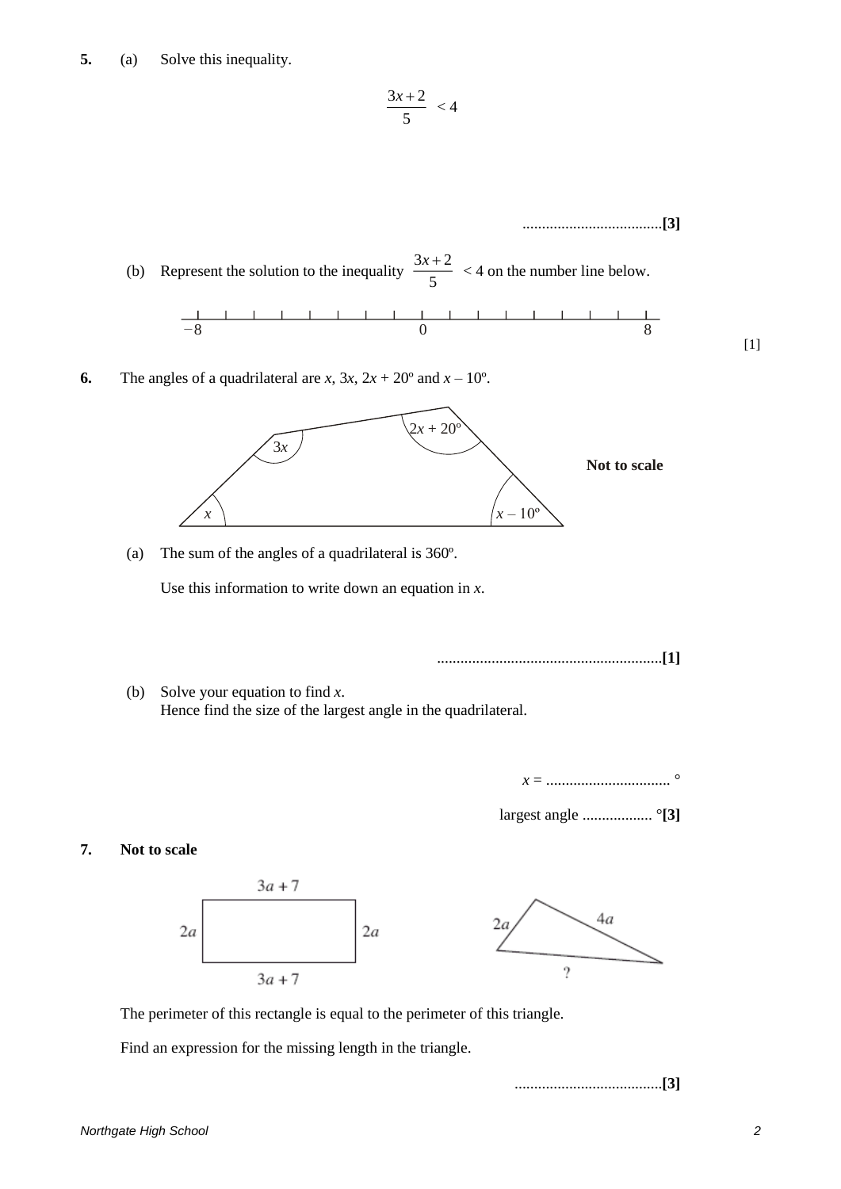**5.** (a) Solve this inequality.

$$\frac{3x+2}{5} < 4$$

....................................**[3]**

(b) Represent the solution to the inequality $\frac{3x+2}{5} < 4$ on the number line below.

$-8$ ........................ $0$ ........................ $8$

[1]

**6.** The angles of a quadrilateral are $x$, $3x$, $2x + 20°$ and $x - 10°$.

**Not to scale**

(a) The sum of the angles of a quadrilateral is 360°.

Use this information to write down an equation in $x$.

..........................................................**[1]**

(b) Solve your equation to find $x$.
Hence find the size of the largest angle in the quadrilateral.

$x$ = ................................ °

largest angle .................. °**[3]**

**7.** **Not to scale**

Rectangle: sides $3a + 7$, $2a$, $2a$, $3a + 7$

Triangle: sides $2a$, $4a$, ?

The perimeter of this rectangle is equal to the perimeter of this triangle.

Find an expression for the missing length in the triangle.

......................................**[3]**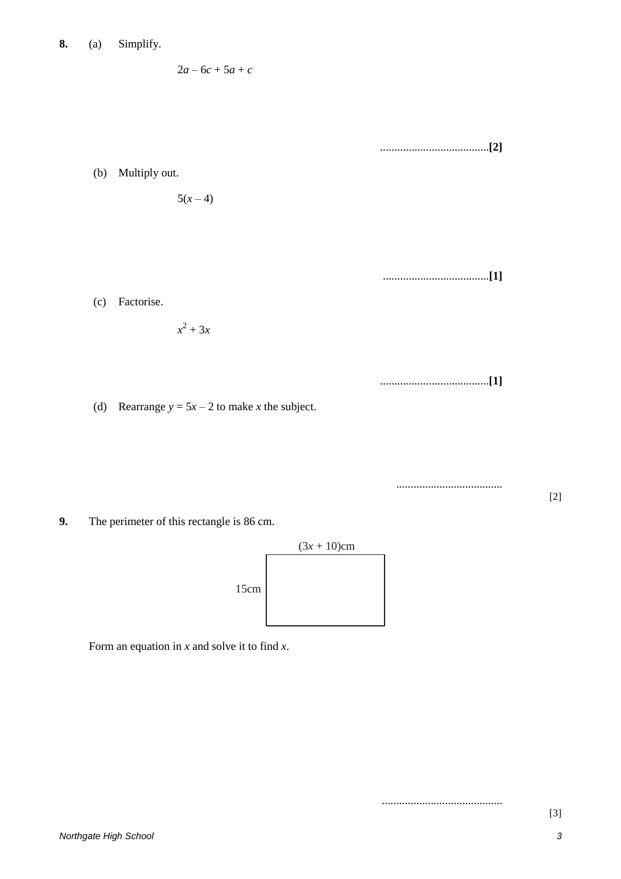**8.** (a) Simplify.

$$2a - 6c + 5a + c$$

.....................................**[2]**

(b) Multiply out.

$$5(x - 4)$$

.....................................**[1]**

(c) Factorise.

$$x^2 + 3x$$

.....................................**[1]**

(d) Rearrange $y = 5x - 2$ to make $x$ the subject.

.....................................

[2]

**9.** The perimeter of this rectangle is 86 cm.

(3$x$ + 10)cm

15cm

Form an equation in $x$ and solve it to find $x$.

..........................................

[3]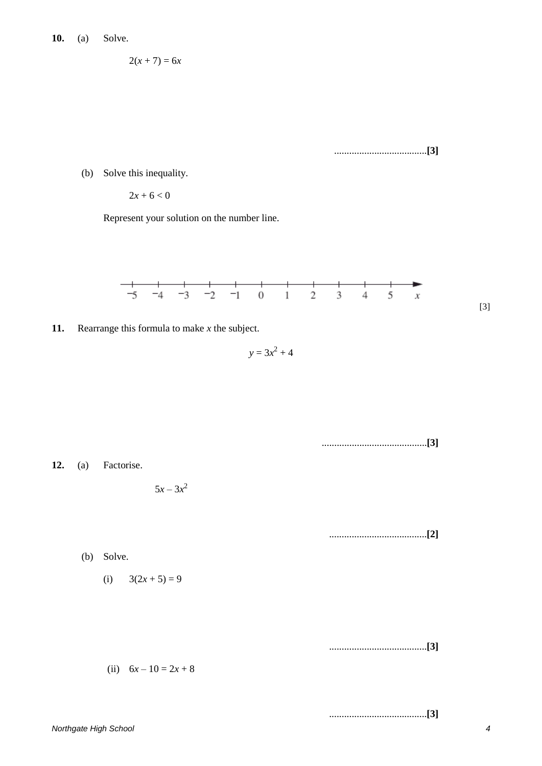**10.** (a) Solve.

$$2(x + 7) = 6x$$

..................................... **[3]**

(b) Solve this inequality.

$$2x + 6 < 0$$

Represent your solution on the number line.

$-5 \quad -4 \quad -3 \quad -2 \quad -1 \quad 0 \quad 1 \quad 2 \quad 3 \quad 4 \quad 5 \quad x$

[3]

**11.** Rearrange this formula to make $x$ the subject.

$$y = 3x^2 + 4$$

.......................................... **[3]**

**12.** (a) Factorise.

$$5x - 3x^2$$

....................................... **[2]**

(b) Solve.

(i) $3(2x + 5) = 9$

....................................... **[3]**

(ii) $6x - 10 = 2x + 8$

....................................... **[3]**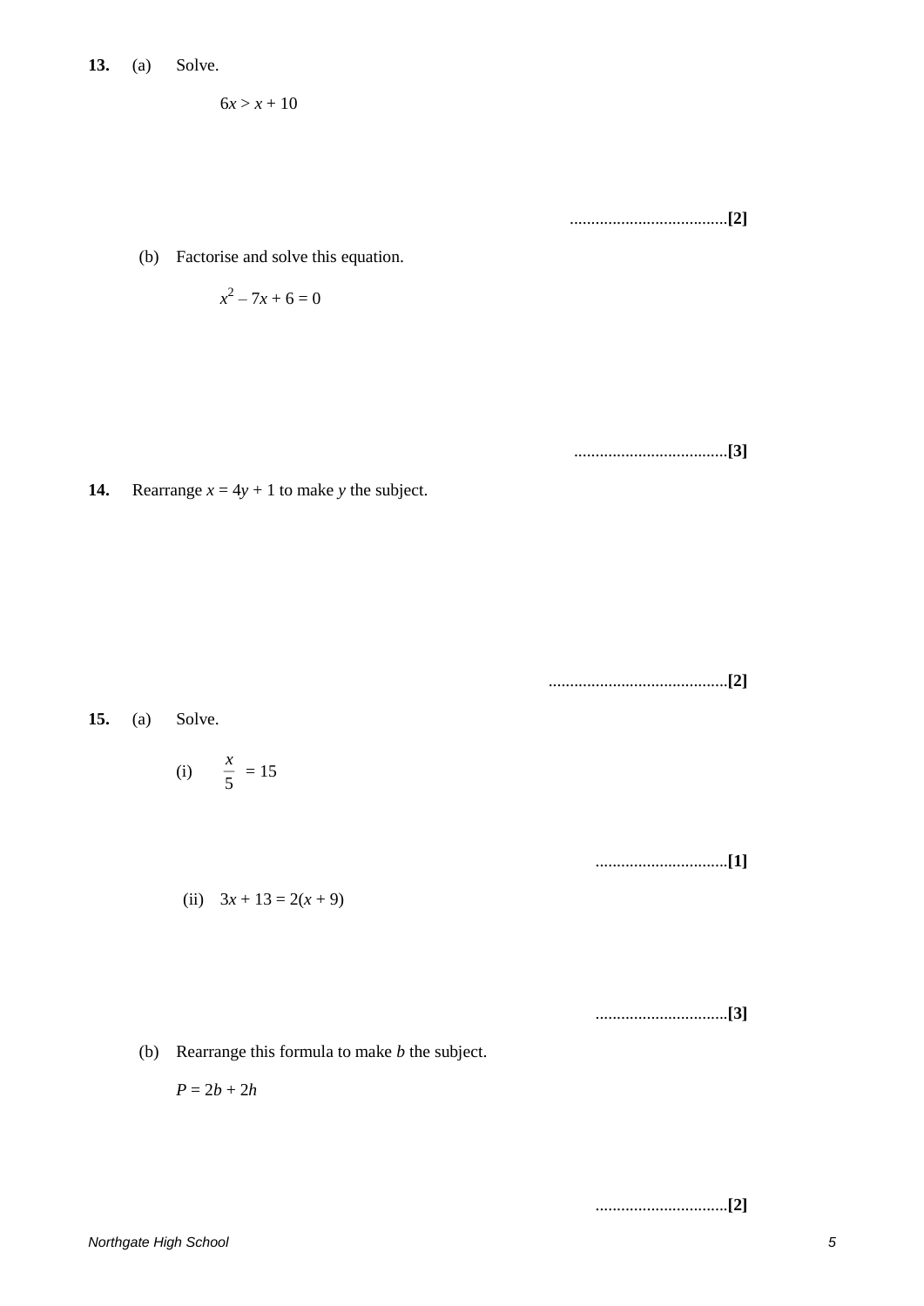**13.** (a) Solve.

$6x > x + 10$

.....................................**[2]**

(b) Factorise and solve this equation.

$x^2 - 7x + 6 = 0$

.....................................**[3]**

**14.** Rearrange $x = 4y + 1$ to make $y$ the subject.

..........................................**[2]**

**15.** (a) Solve.

(i) $\frac{x}{5} = 15$

...............................**[1]**

(ii) $3x + 13 = 2(x + 9)$

...............................**[3]**

(b) Rearrange this formula to make $b$ the subject.

$P = 2b + 2h$

...............................**[2]**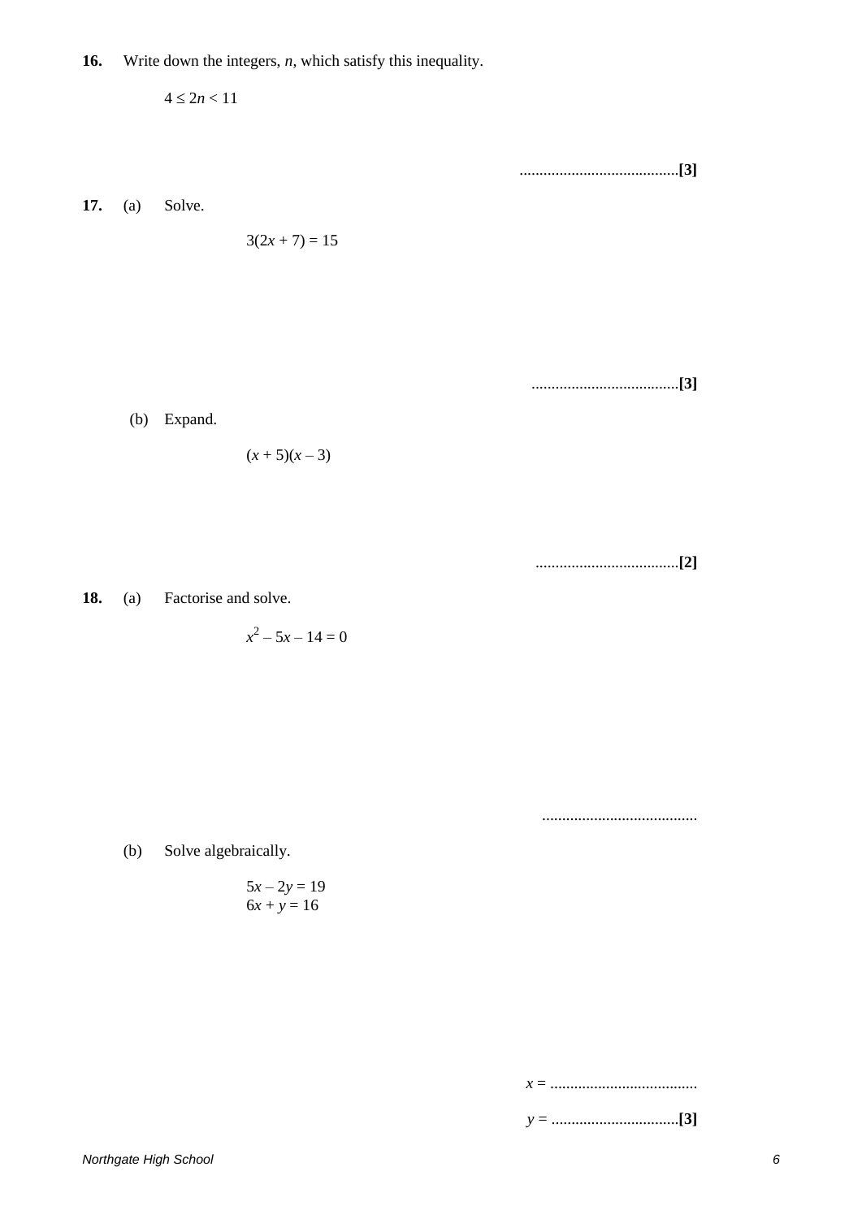**16.** Write down the integers, $n$, which satisfy this inequality.

$$4 \le 2n < 11$$

........................................**[3]**

**17.** (a) Solve.

$$3(2x + 7) = 15$$

.....................................**[3]**

(b) Expand.

$$(x + 5)(x - 3)$$

....................................**[2]**

**18.** (a) Factorise and solve.

$$x^2 - 5x - 14 = 0$$

.......................................

(b) Solve algebraically.

$$5x - 2y = 19$$
$$6x + y = 16$$

$x$ = .....................................

$y$ = ................................**[3]**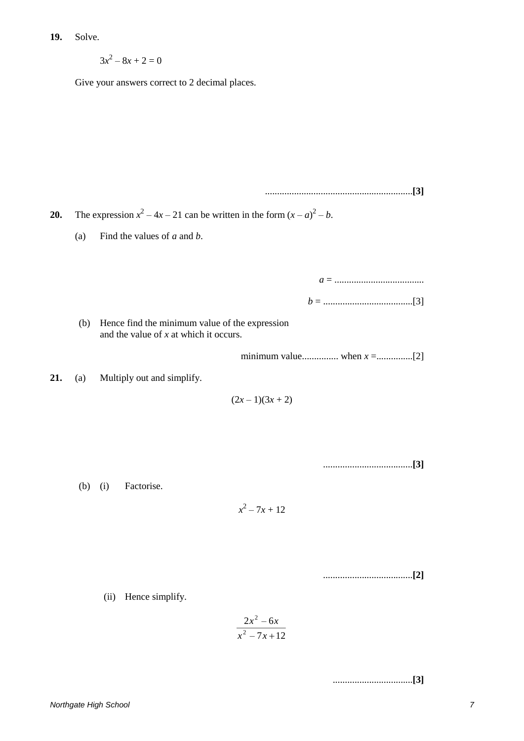**19.** Solve.

$$3x^2 - 8x + 2 = 0$$

Give your answers correct to 2 decimal places.

............................................................**[3]**

**20.** The expression $x^2 - 4x - 21$ can be written in the form $(x - a)^2 - b$.

(a) Find the values of $a$ and $b$.

$a$ = .....................................

$b$ = .....................................[3]

(b) Hence find the minimum value of the expression and the value of $x$ at which it occurs.

minimum value............... when $x$ =...............[2]

**21.** (a) Multiply out and simplify.

$$(2x - 1)(3x + 2)$$

.....................................**[3]**

(b) (i) Factorise.

$$x^2 - 7x + 12$$

.....................................**[2]**

(ii) Hence simplify.

$$\frac{2x^2 - 6x}{x^2 - 7x + 12}$$

.................................**[3]**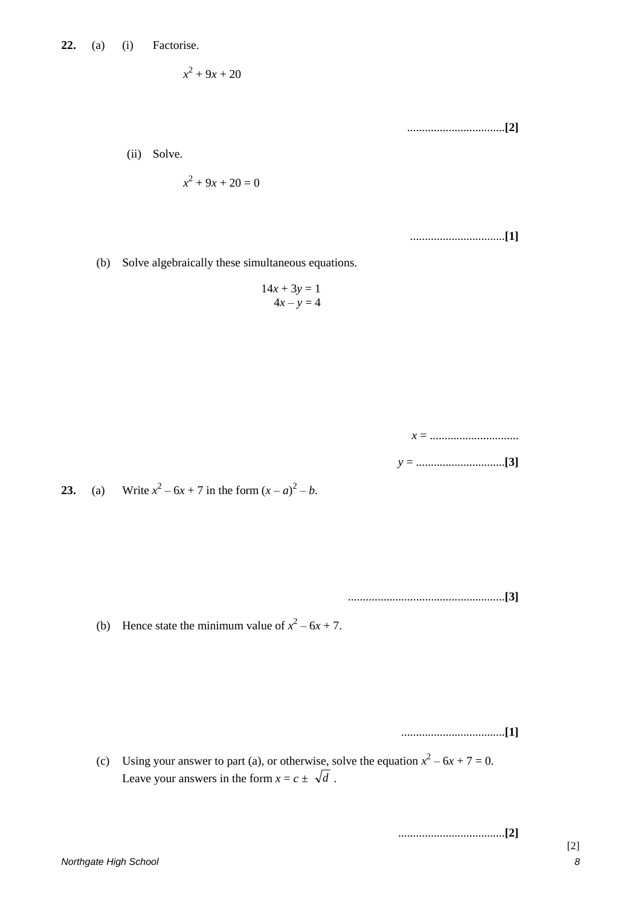**22.** (a) (i) Factorise.

$$x^2 + 9x + 20$$

..................................**[2]**

(ii) Solve.

$$x^2 + 9x + 20 = 0$$

..................................**[1]**

(b) Solve algebraically these simultaneous equations.

$$14x + 3y = 1$$
$$4x - y = 4$$

$x$ = ..............................

$y$ = ..............................**[3]**

**23.** (a) Write $x^2 - 6x + 7$ in the form $(x - a)^2 - b$.

.....................................................**[3]**

(b) Hence state the minimum value of $x^2 - 6x + 7$.

...................................**[1]**

(c) Using your answer to part (a), or otherwise, solve the equation $x^2 - 6x + 7 = 0$.
Leave your answers in the form $x = c \pm \sqrt{d}$ .

....................................**[2]**

[2]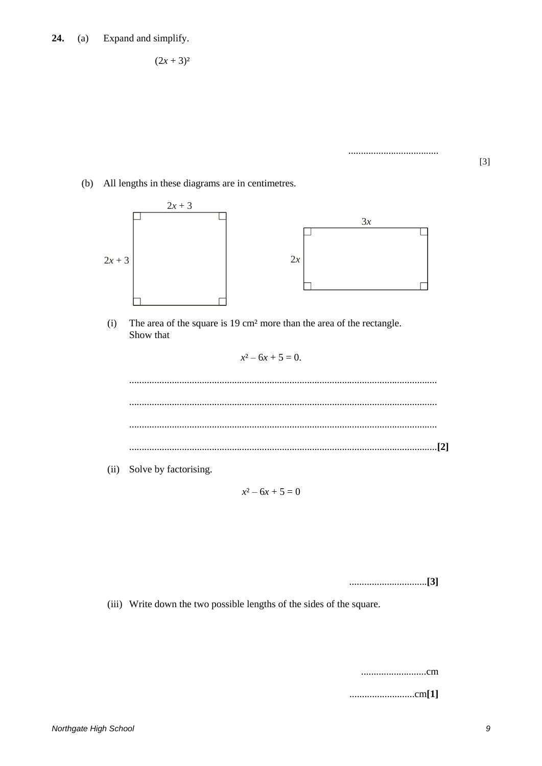**24.** (a) Expand and simplify.

$$(2x + 3)^2$$

....................................

[3]

(b) All lengths in these diagrams are in centimetres.

$2x + 3$

$2x + 3$

$3x$

$2x$

(i) The area of the square is 19 cm² more than the area of the rectangle.
Show that

$$x^2 - 6x + 5 = 0.$$

..........................................................................................................................

..........................................................................................................................

..........................................................................................................................

..........................................................................................................................**[2]**

(ii) Solve by factorising.

$$x^2 - 6x + 5 = 0$$

..............................**[3]**

(iii) Write down the two possible lengths of the sides of the square.

..........................cm

..........................cm**[1]**